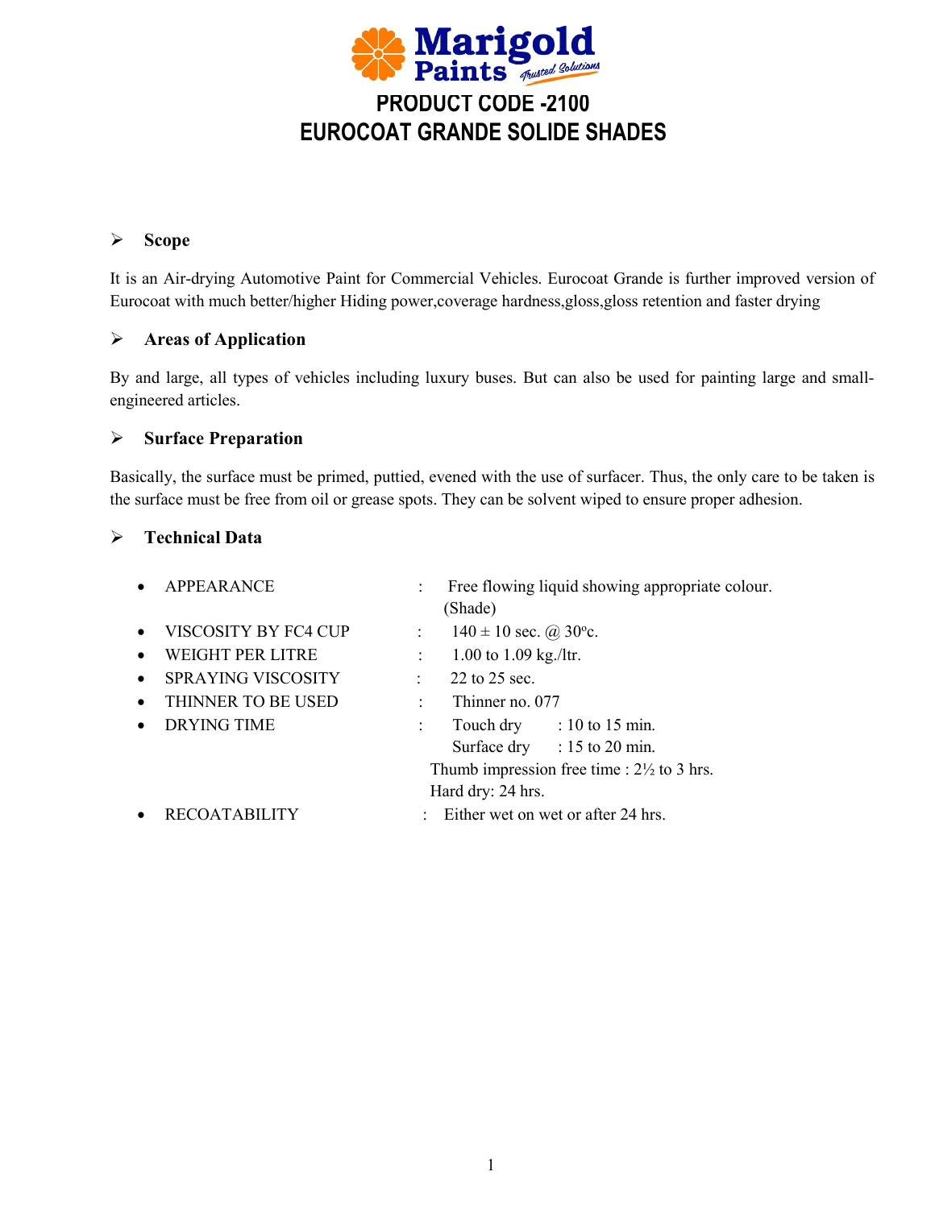Marigold Paints — Trusted Solutions

# PRODUCT CODE -2100
# EUROCOAT GRANDE SOLIDE SHADES

## ➢ Scope

It is an Air-drying Automotive Paint for Commercial Vehicles. Eurocoat Grande is further improved version of Eurocoat with much better/higher Hiding power,coverage hardness,gloss,gloss retention and faster drying

## ➢ Areas of Application

By and large, all types of vehicles including luxury buses. But can also be used for painting large and small-engineered articles.

## ➢ Surface Preparation

Basically, the surface must be primed, puttied, evened with the use of surfacer. Thus, the only care to be taken is the surface must be free from oil or grease spots. They can be solvent wiped to ensure proper adhesion.

## ➢ Technical Data

- APPEARANCE : Free flowing liquid showing appropriate colour. (Shade)
- VISCOSITY BY FC4 CUP : 140 ± 10 sec. @ 30ºc.
- WEIGHT PER LITRE : 1.00 to 1.09 kg./ltr.
- SPRAYING VISCOSITY : 22 to 25 sec.
- THINNER TO BE USED : Thinner no. 077
- DRYING TIME : Touch dry : 10 to 15 min.
  Surface dry : 15 to 20 min.
  Thumb impression free time : 2½ to 3 hrs.
  Hard dry: 24 hrs.
- RECOATABILITY : Either wet on wet or after 24 hrs.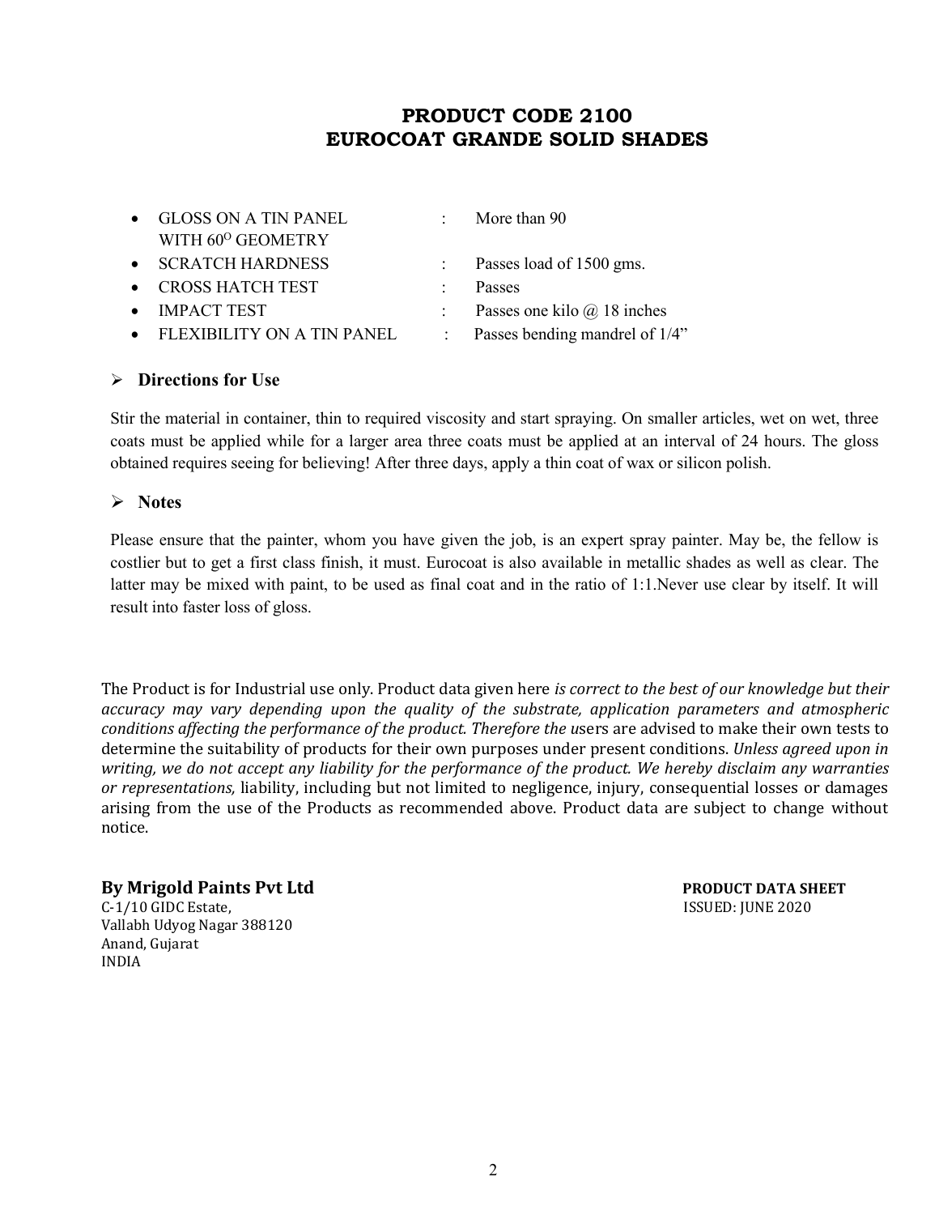# PRODUCT CODE 2100
# EUROCOAT GRANDE SOLID SHADES

- GLOSS ON A TIN PANEL WITH $60^{O}$ GEOMETRY : More than 90
- SCRATCH HARDNESS : Passes load of 1500 gms.
- CROSS HATCH TEST : Passes
- IMPACT TEST : Passes one kilo @ 18 inches
- FLEXIBILITY ON A TIN PANEL : Passes bending mandrel of 1/4"

## ➢ Directions for Use

Stir the material in container, thin to required viscosity and start spraying. On smaller articles, wet on wet, three coats must be applied while for a larger area three coats must be applied at an interval of 24 hours. The gloss obtained requires seeing for believing! After three days, apply a thin coat of wax or silicon polish.

## ➢ Notes

Please ensure that the painter, whom you have given the job, is an expert spray painter. May be, the fellow is costlier but to get a first class finish, it must. Eurocoat is also available in metallic shades as well as clear. The latter may be mixed with paint, to be used as final coat and in the ratio of 1:1.Never use clear by itself. It will result into faster loss of gloss.

The Product is for Industrial use only. Product data given here *is correct to the best of our knowledge but their accuracy may vary depending upon the quality of the substrate, application parameters and atmospheric conditions affecting the performance of the product. Therefore the u*sers are advised to make their own tests to determine the suitability of products for their own purposes under present conditions. *Unless agreed upon in writing, we do not accept any liability for the performance of the product. We hereby disclaim any warranties or representations,* liability, including but not limited to negligence, injury, consequential losses or damages arising from the use of the Products as recommended above. Product data are subject to change without notice.

**By Mrigold Paints Pvt Ltd**
C-1/10 GIDC Estate,
Vallabh Udyog Nagar 388120
Anand, Gujarat
INDIA

**PRODUCT DATA SHEET**
ISSUED: JUNE 2020